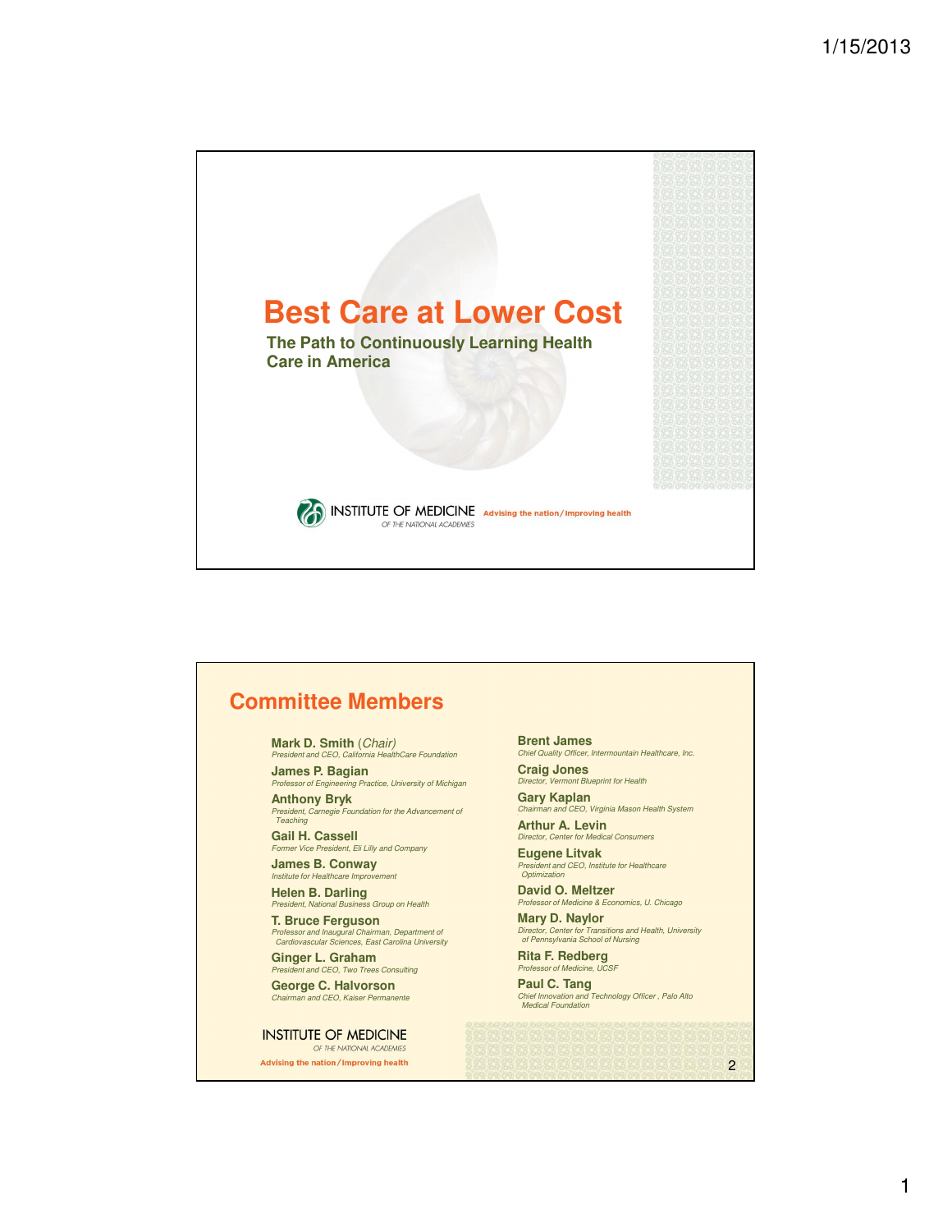# Best Care at Lower Cost

## The Path to Continuously Learning Health Care in America

INSTITUTE OF MEDICINE
OF THE NATIONAL ACADEMIES
Advising the nation / Improving health

## Committee Members

**Mark D. Smith** *(Chair)*
*President and CEO, California HealthCare Foundation*

**James P. Bagian**
*Professor of Engineering Practice, University of Michigan*

**Anthony Bryk**
*President, Carnegie Foundation for the Advancement of Teaching*

**Gail H. Cassell**
*Former Vice President, Eli Lilly and Company*

**James B. Conway**
*Institute for Healthcare Improvement*

**Helen B. Darling**
*President, National Business Group on Health*

**T. Bruce Ferguson**
*Professor and Inaugural Chairman, Department of Cardiovascular Sciences, East Carolina University*

**Ginger L. Graham**
*President and CEO, Two Trees Consulting*

**George C. Halvorson**
*Chairman and CEO, Kaiser Permanente*

**Brent James**
*Chief Quality Officer, Intermountain Healthcare, Inc.*

**Craig Jones**
*Director, Vermont Blueprint for Health*

**Gary Kaplan**
*Chairman and CEO, Virginia Mason Health System*

**Arthur A. Levin**
*Director, Center for Medical Consumers*

**Eugene Litvak**
*President and CEO, Institute for Healthcare Optimization*

**David O. Meltzer**
*Professor of Medicine & Economics, U. Chicago*

**Mary D. Naylor**
*Director, Center for Transitions and Health, University of Pennsylvania School of Nursing*

**Rita F. Redberg**
*Professor of Medicine, UCSF*

**Paul C. Tang**
*Chief Innovation and Technology Officer , Palo Alto Medical Foundation*

INSTITUTE OF MEDICINE
OF THE NATIONAL ACADEMIES
Advising the nation / Improving health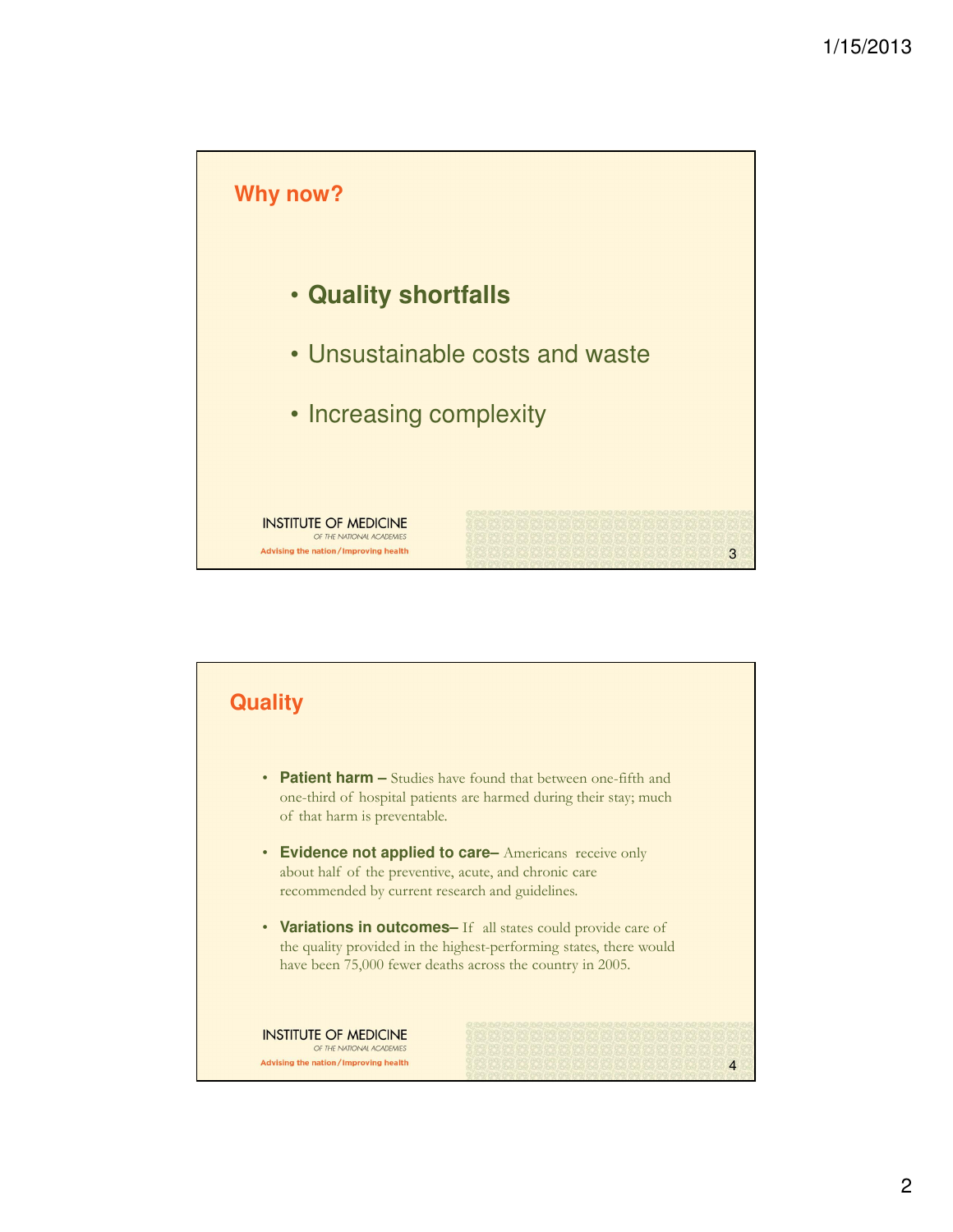## Why now?

- **Quality shortfalls**
- Unsustainable costs and waste
- Increasing complexity

INSTITUTE OF MEDICINE
OF THE NATIONAL ACADEMIES
Advising the nation / Improving health

## Quality

- **Patient harm –** Studies have found that between one-fifth and one-third of hospital patients are harmed during their stay; much of that harm is preventable.
- **Evidence not applied to care–** Americans receive only about half of the preventive, acute, and chronic care recommended by current research and guidelines.
- **Variations in outcomes–** If all states could provide care of the quality provided in the highest-performing states, there would have been 75,000 fewer deaths across the country in 2005.

INSTITUTE OF MEDICINE
OF THE NATIONAL ACADEMIES
Advising the nation / Improving health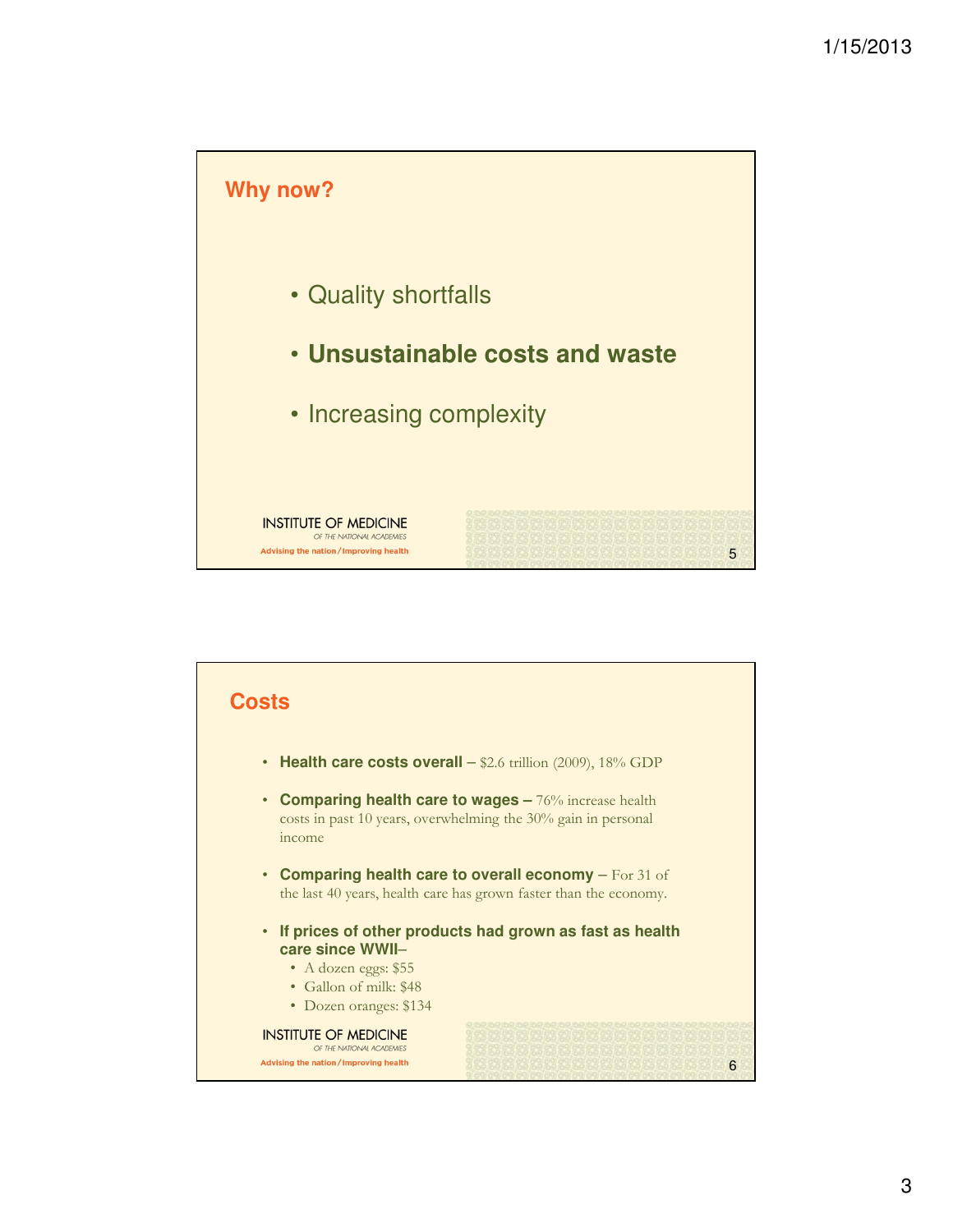## Why now?

- Quality shortfalls
- **Unsustainable costs and waste**
- Increasing complexity

INSTITUTE OF MEDICINE
OF THE NATIONAL ACADEMIES
Advising the nation / Improving health

## Costs

- **Health care costs overall** – $2.6 trillion (2009), 18% GDP
- **Comparing health care to wages –** 76% increase health costs in past 10 years, overwhelming the 30% gain in personal income
- **Comparing health care to overall economy** – For 31 of the last 40 years, health care has grown faster than the economy.
- **If prices of other products had grown as fast as health care since WWII–**
  - A dozen eggs: $55
  - Gallon of milk: $48
  - Dozen oranges: $134

INSTITUTE OF MEDICINE
OF THE NATIONAL ACADEMIES
Advising the nation / Improving health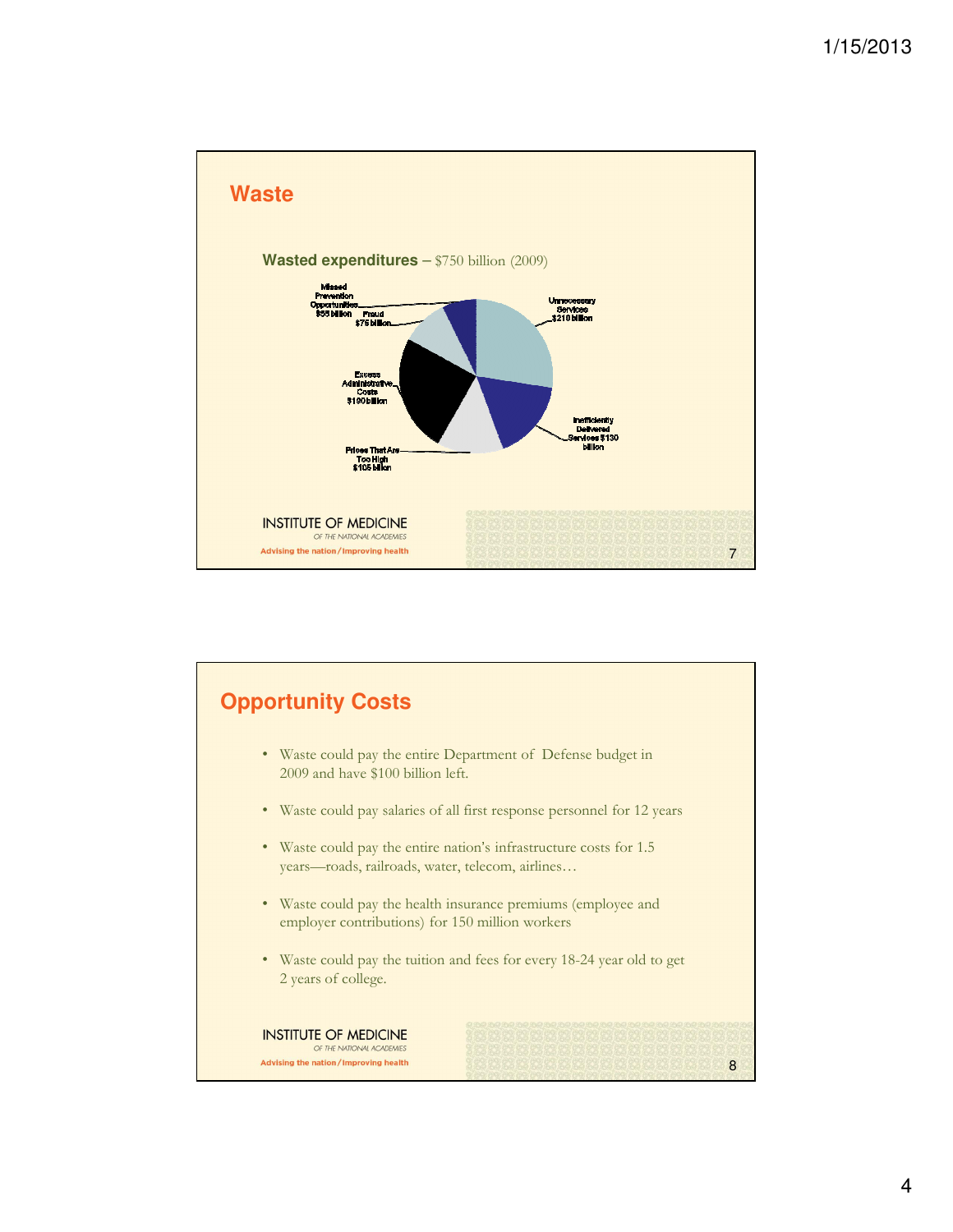## Waste

**Wasted expenditures** – $750 billion (2009)

- Unnecessary Services $210 billion
- Inefficiently Delivered Services $130 billion
- Prices That Are Too High $105 billion
- Excess Administrative Costs $190 billion
- Fraud $75 billion
- Missed Prevention Opportunities $55 billion

INSTITUTE OF MEDICINE
OF THE NATIONAL ACADEMIES
Advising the nation / Improving health

## Opportunity Costs

- Waste could pay the entire Department of Defense budget in 2009 and have $100 billion left.
- Waste could pay salaries of all first response personnel for 12 years
- Waste could pay the entire nation's infrastructure costs for 1.5 years—roads, railroads, water, telecom, airlines…
- Waste could pay the health insurance premiums (employee and employer contributions) for 150 million workers
- Waste could pay the tuition and fees for every 18-24 year old to get 2 years of college.

INSTITUTE OF MEDICINE
OF THE NATIONAL ACADEMIES
Advising the nation / Improving health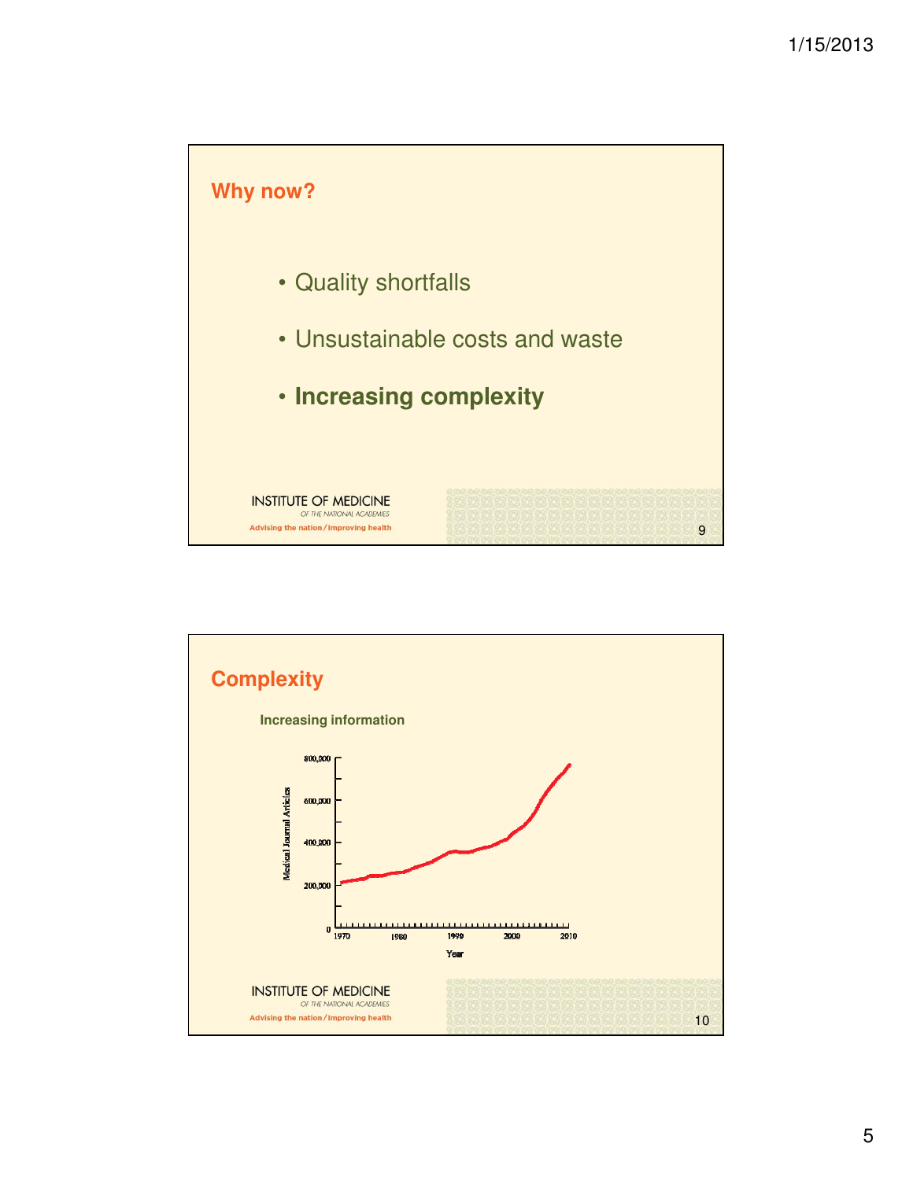## Why now?

- Quality shortfalls
- Unsustainable costs and waste
- **Increasing complexity**

INSTITUTE OF MEDICINE
OF THE NATIONAL ACADEMIES
Advising the nation / Improving health

## Complexity

**Increasing information**

INSTITUTE OF MEDICINE
OF THE NATIONAL ACADEMIES
Advising the nation / Improving health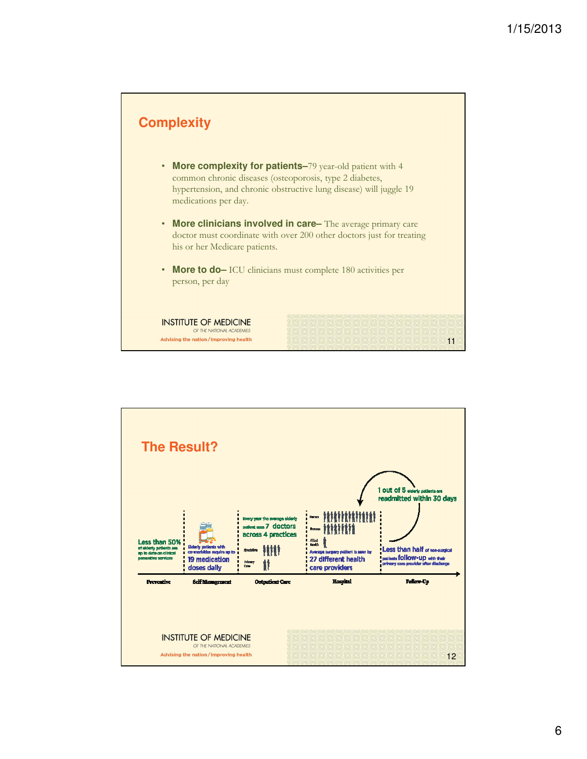## Complexity

- **More complexity for patients–** 79 year-old patient with 4 common chronic diseases (osteoporosis, type 2 diabetes, hypertension, and chronic obstructive lung disease) will juggle 19 medications per day.
- **More clinicians involved in care–** The average primary care doctor must coordinate with over 200 other doctors just for treating his or her Medicare patients.
- **More to do–** ICU clinicians must complete 180 activities per person, per day

INSTITUTE OF MEDICINE
OF THE NATIONAL ACADEMIES
Advising the nation / Improving health

---

## The Result?

**Preventive:** Less than 50% of elderly patients are up to date on clinical preventive services

**Self Management:** Elderly patients with co-morbidities require up to 19 medication doses daily

**Outpatient Care:** Every year the average elderly patient sees 7 doctors across 4 practices (Specialists, Primary Care)

**Hospital:** Average surgery patient is seen by 27 different health care providers (Nurses, Doctors, Allied Health)

**Follow-Up:** Less than half of non-surgical patients follow-up with their primary care provider after discharge

1 out of 5 elderly patients are readmitted within 30 days

INSTITUTE OF MEDICINE
OF THE NATIONAL ACADEMIES
Advising the nation / Improving health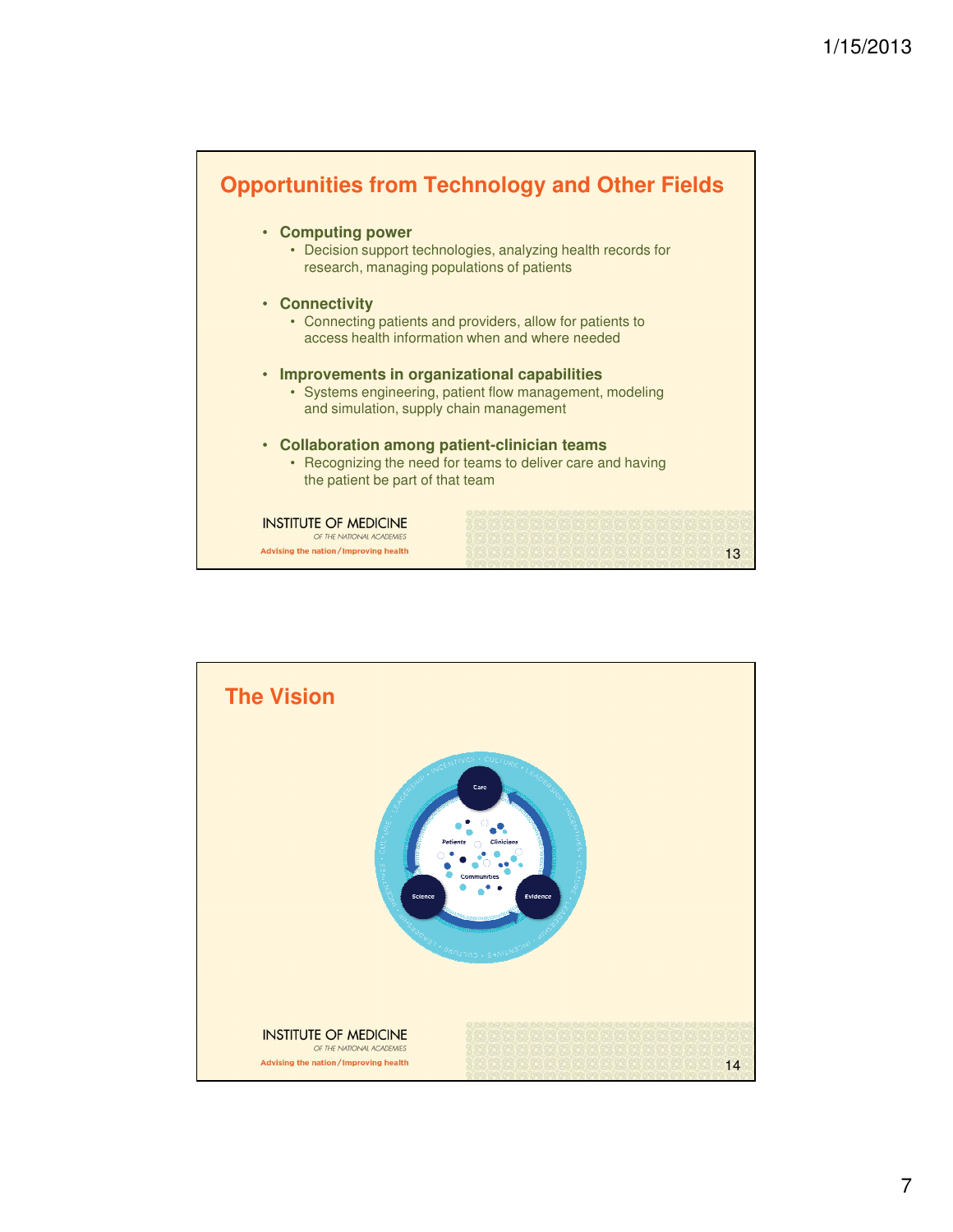## Opportunities from Technology and Other Fields

- **Computing power**
  - Decision support technologies, analyzing health records for research, managing populations of patients
- **Connectivity**
  - Connecting patients and providers, allow for patients to access health information when and where needed
- **Improvements in organizational capabilities**
  - Systems engineering, patient flow management, modeling and simulation, supply chain management
- **Collaboration among patient-clinician teams**
  - Recognizing the need for teams to deliver care and having the patient be part of that team

INSTITUTE OF MEDICINE
OF THE NATIONAL ACADEMIES
Advising the nation / Improving health

## The Vision

Care

Patients Clinicians

Communities

Science Evidence

INCENTIVES • CULTURE • LEADERSHIP

INSTITUTE OF MEDICINE
OF THE NATIONAL ACADEMIES
Advising the nation / Improving health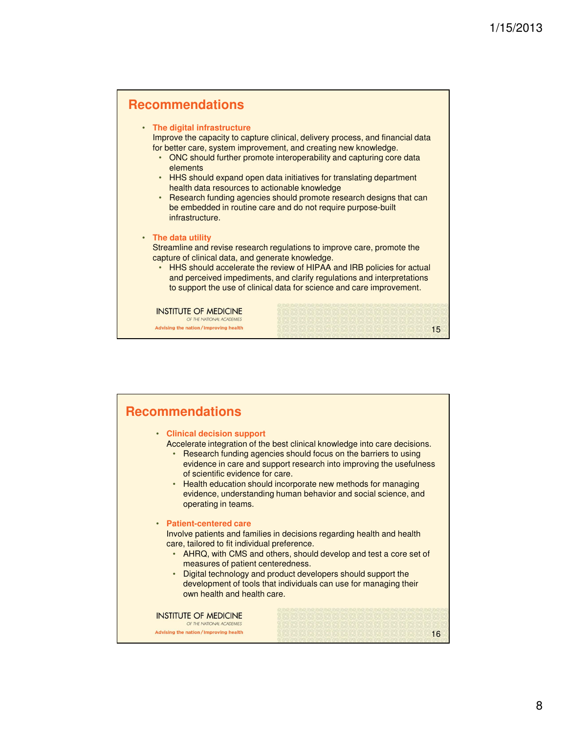## Recommendations

- **The digital infrastructure**
  Improve the capacity to capture clinical, delivery process, and financial data for better care, system improvement, and creating new knowledge.
  - ONC should further promote interoperability and capturing core data elements
  - HHS should expand open data initiatives for translating department health data resources to actionable knowledge
  - Research funding agencies should promote research designs that can be embedded in routine care and do not require purpose-built infrastructure.

- **The data utility**
  Streamline and revise research regulations to improve care, promote the capture of clinical data, and generate knowledge.
  - HHS should accelerate the review of HIPAA and IRB policies for actual and perceived impediments, and clarify regulations and interpretations to support the use of clinical data for science and care improvement.

INSTITUTE OF MEDICINE
*OF THE NATIONAL ACADEMIES*
Advising the nation / Improving health

## Recommendations

- **Clinical decision support**
  Accelerate integration of the best clinical knowledge into care decisions.
  - Research funding agencies should focus on the barriers to using evidence in care and support research into improving the usefulness of scientific evidence for care.
  - Health education should incorporate new methods for managing evidence, understanding human behavior and social science, and operating in teams.

- **Patient-centered care**
  Involve patients and families in decisions regarding health and health care, tailored to fit individual preference.
  - AHRQ, with CMS and others, should develop and test a core set of measures of patient centeredness.
  - Digital technology and product developers should support the development of tools that individuals can use for managing their own health and health care.

INSTITUTE OF MEDICINE
*OF THE NATIONAL ACADEMIES*
Advising the nation / Improving health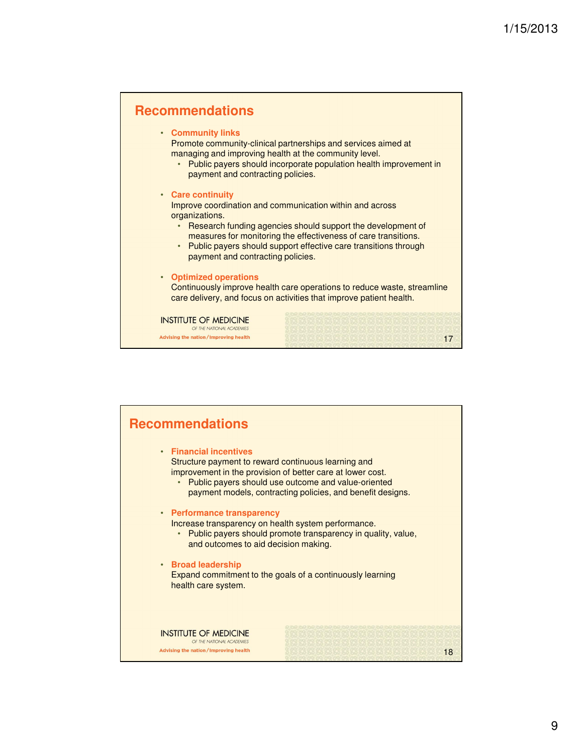## Recommendations

- **Community links**
  Promote community-clinical partnerships and services aimed at managing and improving health at the community level.
  - Public payers should incorporate population health improvement in payment and contracting policies.
- **Care continuity**
  Improve coordination and communication within and across organizations.
  - Research funding agencies should support the development of measures for monitoring the effectiveness of care transitions.
  - Public payers should support effective care transitions through payment and contracting policies.
- **Optimized operations**
  Continuously improve health care operations to reduce waste, streamline care delivery, and focus on activities that improve patient health.

INSTITUTE OF MEDICINE
OF THE NATIONAL ACADEMIES
Advising the nation / Improving health

## Recommendations

- **Financial incentives**
  Structure payment to reward continuous learning and improvement in the provision of better care at lower cost.
  - Public payers should use outcome and value-oriented payment models, contracting policies, and benefit designs.
- **Performance transparency**
  Increase transparency on health system performance.
  - Public payers should promote transparency in quality, value, and outcomes to aid decision making.
- **Broad leadership**
  Expand commitment to the goals of a continuously learning health care system.

INSTITUTE OF MEDICINE
OF THE NATIONAL ACADEMIES
Advising the nation / Improving health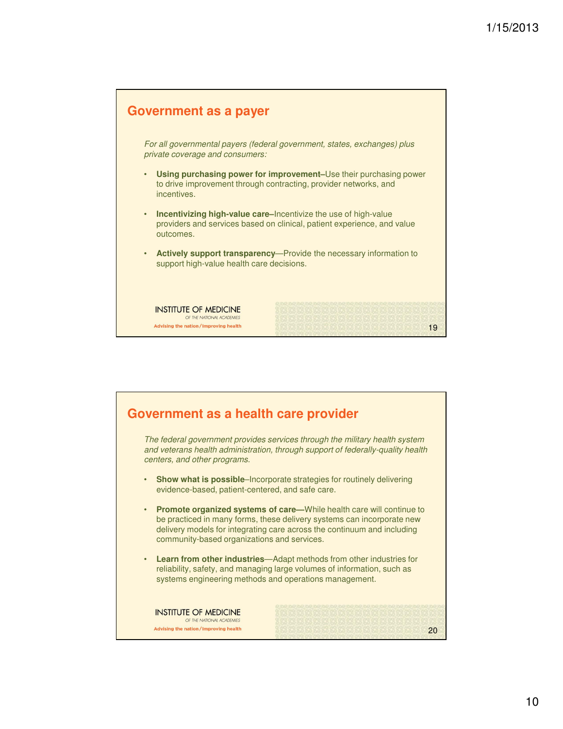## Government as a payer

*For all governmental payers (federal government, states, exchanges) plus private coverage and consumers:*

- **Using purchasing power for improvement–**Use their purchasing power to drive improvement through contracting, provider networks, and incentives.
- **Incentivizing high-value care–**Incentivize the use of high-value providers and services based on clinical, patient experience, and value outcomes.
- **Actively support transparency**—Provide the necessary information to support high-value health care decisions.

INSTITUTE OF MEDICINE
OF THE NATIONAL ACADEMIES
Advising the nation / Improving health

## Government as a health care provider

*The federal government provides services through the military health system and veterans health administration, through support of federally-quality health centers, and other programs.*

- **Show what is possible**–Incorporate strategies for routinely delivering evidence-based, patient-centered, and safe care.
- **Promote organized systems of care—**While health care will continue to be practiced in many forms, these delivery systems can incorporate new delivery models for integrating care across the continuum and including community-based organizations and services.
- **Learn from other industries**—Adapt methods from other industries for reliability, safety, and managing large volumes of information, such as systems engineering methods and operations management.

INSTITUTE OF MEDICINE
OF THE NATIONAL ACADEMIES
Advising the nation / Improving health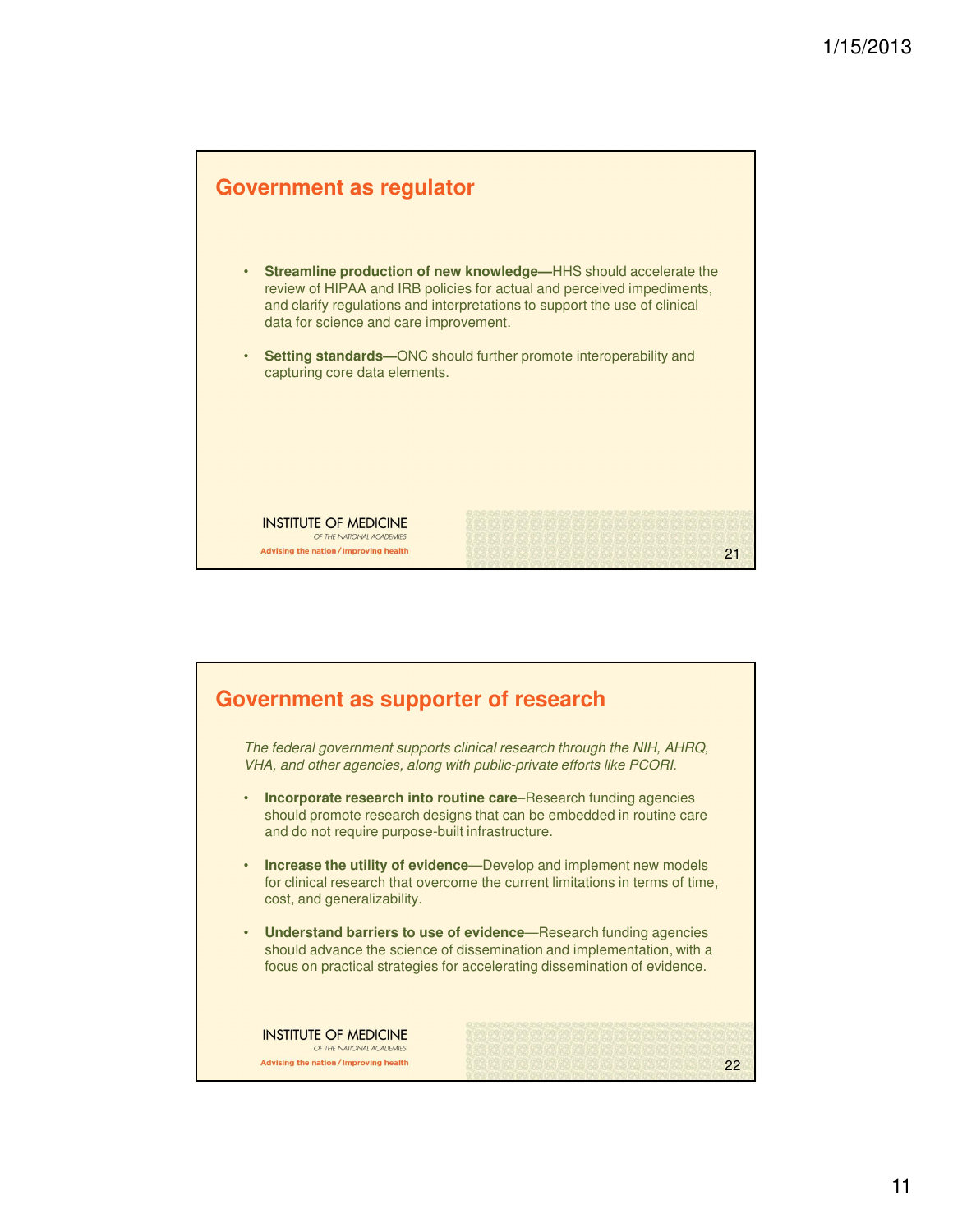## Government as regulator

- **Streamline production of new knowledge—**HHS should accelerate the review of HIPAA and IRB policies for actual and perceived impediments, and clarify regulations and interpretations to support the use of clinical data for science and care improvement.
- **Setting standards—**ONC should further promote interoperability and capturing core data elements.

INSTITUTE OF MEDICINE
OF THE NATIONAL ACADEMIES
Advising the nation / Improving health

## Government as supporter of research

*The federal government supports clinical research through the NIH, AHRQ, VHA, and other agencies, along with public-private efforts like PCORI.*

- **Incorporate research into routine care**–Research funding agencies should promote research designs that can be embedded in routine care and do not require purpose-built infrastructure.
- **Increase the utility of evidence**—Develop and implement new models for clinical research that overcome the current limitations in terms of time, cost, and generalizability.
- **Understand barriers to use of evidence**—Research funding agencies should advance the science of dissemination and implementation, with a focus on practical strategies for accelerating dissemination of evidence.

INSTITUTE OF MEDICINE
OF THE NATIONAL ACADEMIES
Advising the nation / Improving health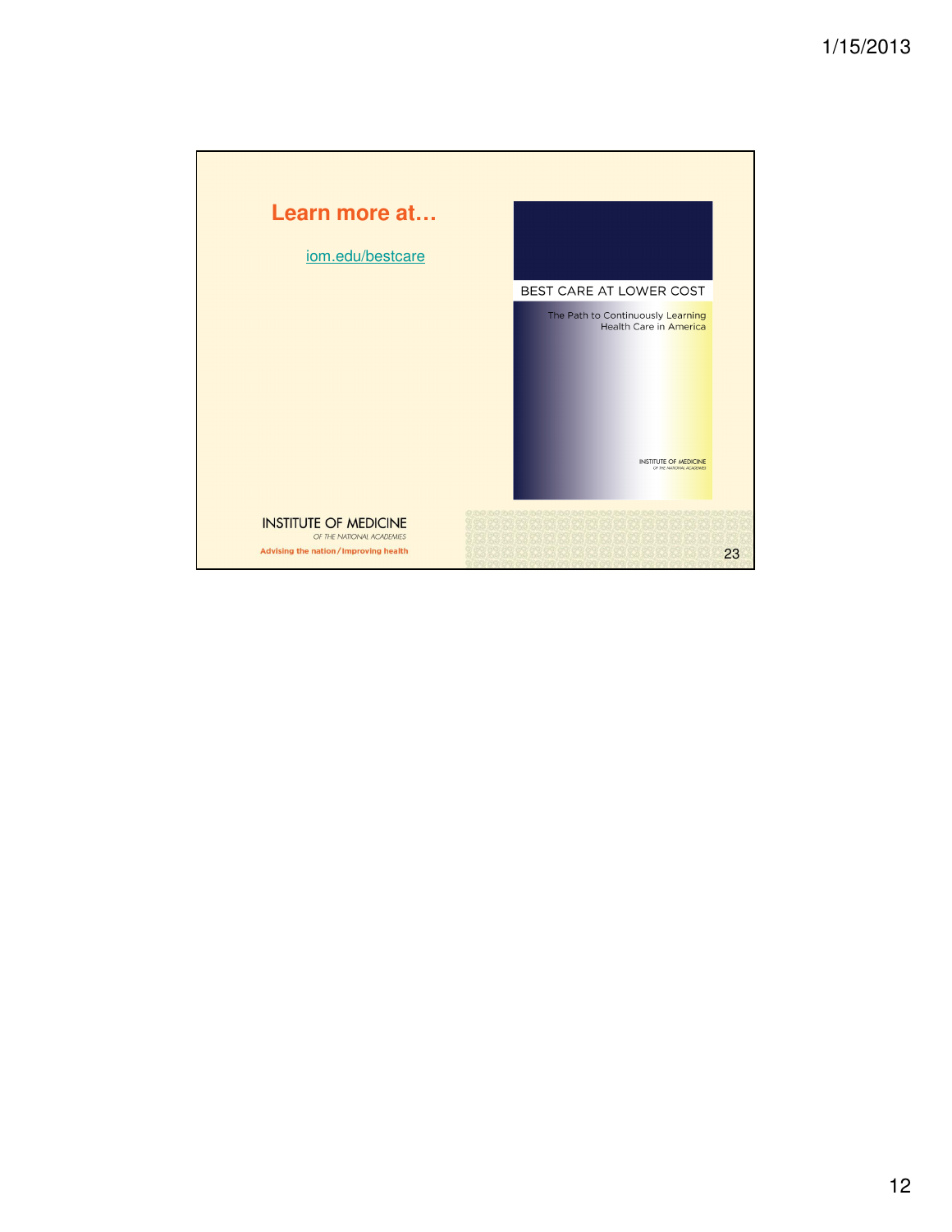## Learn more at…

iom.edu/bestcare

BEST CARE AT LOWER COST

The Path to Continuously Learning Health Care in America

INSTITUTE OF MEDICINE
OF THE NATIONAL ACADEMIES

INSTITUTE OF MEDICINE
*OF THE NATIONAL ACADEMIES*
Advising the nation / Improving health